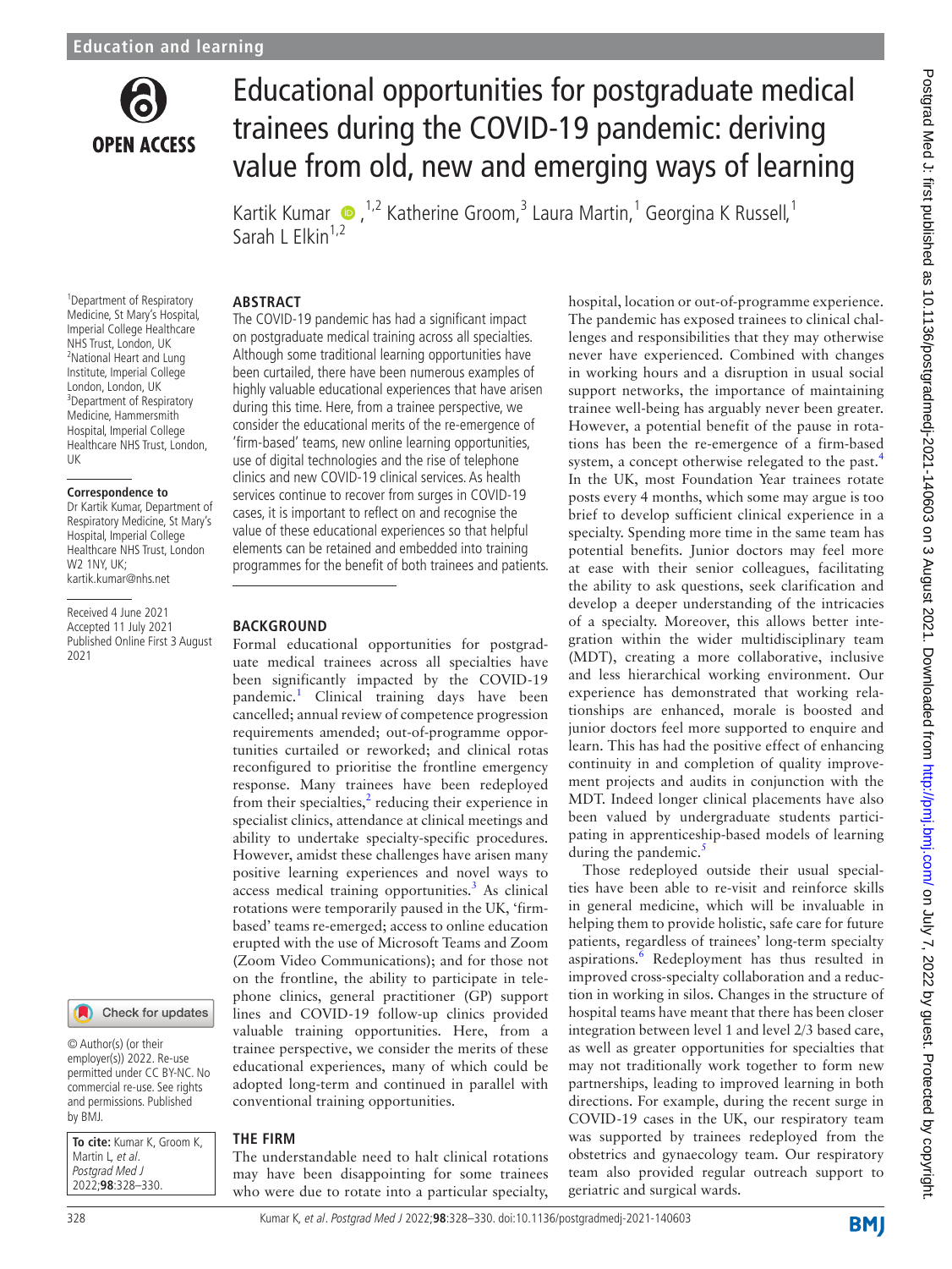# Educational opportunities for postgraduate medical trainees during the COVID-19 pandemic: deriving value from old, new and emerging ways of learning

Kartik Kumar,[1,2] Katherine Groom,[3] Laura Martin,[1] Georgina K Russell,[1] Sarah L Elkin[1,2]

[1]Department of Respiratory Medicine, St Mary's Hospital, Imperial College Healthcare NHS Trust, London, UK
[2]National Heart and Lung Institute, Imperial College London, London, UK
[3]Department of Respiratory Medicine, Hammersmith Hospital, Imperial College Healthcare NHS Trust, London, UK

**Correspondence to**
Dr Kartik Kumar, Department of Respiratory Medicine, St Mary's Hospital, Imperial College Healthcare NHS Trust, London W2 1NY, UK; kartik.kumar@nhs.net

Received 4 June 2021
Accepted 11 July 2021
Published Online First 3 August 2021

© Author(s) (or their employer(s)) 2022. Re-use permitted under CC BY-NC. No commercial re-use. See rights and permissions. Published by BMJ.

**To cite:** Kumar K, Groom K, Martin L, *et al*. *Postgrad Med J* 2022;**98**:328–330.

## ABSTRACT

The COVID-19 pandemic has had a significant impact on postgraduate medical training across all specialties. Although some traditional learning opportunities have been curtailed, there have been numerous examples of highly valuable educational experiences that have arisen during this time. Here, from a trainee perspective, we consider the educational merits of the re-emergence of 'firm-based' teams, new online learning opportunities, use of digital technologies and the rise of telephone clinics and new COVID-19 clinical services. As health services continue to recover from surges in COVID-19 cases, it is important to reflect on and recognise the value of these educational experiences so that helpful elements can be retained and embedded into training programmes for the benefit of both trainees and patients.

## BACKGROUND

Formal educational opportunities for postgraduate medical trainees across all specialties have been significantly impacted by the COVID-19 pandemic.[1] Clinical training days have been cancelled; annual review of competence progression requirements amended; out-of-programme opportunities curtailed or reworked; and clinical rotas reconfigured to prioritise the frontline emergency response. Many trainees have been redeployed from their specialties,[2] reducing their experience in specialist clinics, attendance at clinical meetings and ability to undertake specialty-specific procedures. However, amidst these challenges have arisen many positive learning experiences and novel ways to access medical training opportunities.[3] As clinical rotations were temporarily paused in the UK, 'firm-based' teams re-emerged; access to online education erupted with the use of Microsoft Teams and Zoom (Zoom Video Communications); and for those not on the frontline, the ability to participate in telephone clinics, general practitioner (GP) support lines and COVID-19 follow-up clinics provided valuable training opportunities. Here, from a trainee perspective, we consider the merits of these educational experiences, many of which could be adopted long-term and continued in parallel with conventional training opportunities.

## THE FIRM

The understandable need to halt clinical rotations may have been disappointing for some trainees who were due to rotate into a particular specialty, hospital, location or out-of-programme experience. The pandemic has exposed trainees to clinical challenges and responsibilities that they may otherwise never have experienced. Combined with changes in working hours and a disruption in usual social support networks, the importance of maintaining trainee well-being has arguably never been greater. However, a potential benefit of the pause in rotations has been the re-emergence of a firm-based system, a concept otherwise relegated to the past.[4] In the UK, most Foundation Year trainees rotate posts every 4 months, which some may argue is too brief to develop sufficient clinical experience in a specialty. Spending more time in the same team has potential benefits. Junior doctors may feel more at ease with their senior colleagues, facilitating the ability to ask questions, seek clarification and develop a deeper understanding of the intricacies of a specialty. Moreover, this allows better integration within the wider multidisciplinary team (MDT), creating a more collaborative, inclusive and less hierarchical working environment. Our experience has demonstrated that working relationships are enhanced, morale is boosted and junior doctors feel more supported to enquire and learn. This has had the positive effect of enhancing continuity in and completion of quality improvement projects and audits in conjunction with the MDT. Indeed longer clinical placements have also been valued by undergraduate students participating in apprenticeship-based models of learning during the pandemic.[5]

Those redeployed outside their usual specialties have been able to re-visit and reinforce skills in general medicine, which will be invaluable in helping them to provide holistic, safe care for future patients, regardless of trainees' long-term specialty aspirations.[6] Redeployment has thus resulted in improved cross-specialty collaboration and a reduction in working in silos. Changes in the structure of hospital teams have meant that there has been closer integration between level 1 and level 2/3 based care, as well as greater opportunities for specialties that may not traditionally work together to form new partnerships, leading to improved learning in both directions. For example, during the recent surge in COVID-19 cases in the UK, our respiratory team was supported by trainees redeployed from the obstetrics and gynaecology team. Our respiratory team also provided regular outreach support to geriatric and surgical wards.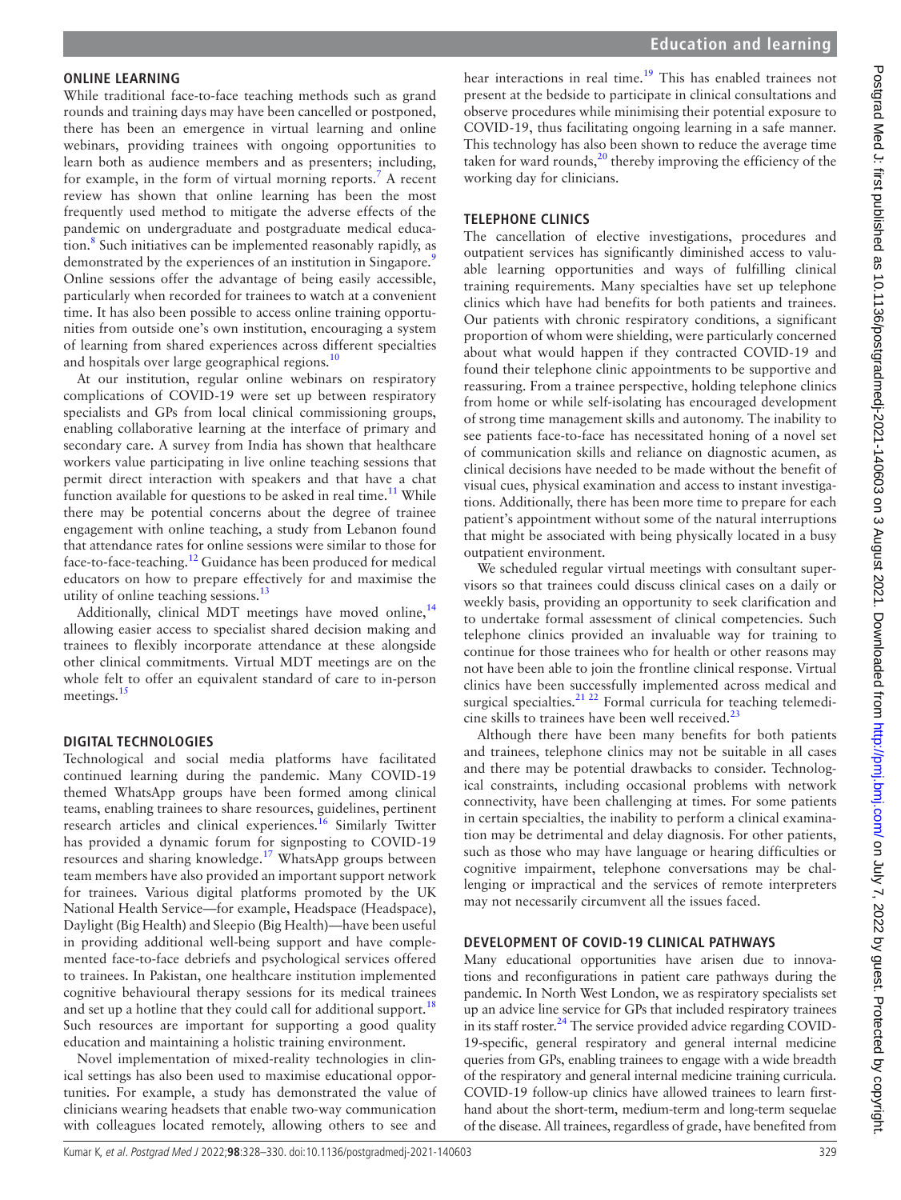## ONLINE LEARNING

While traditional face-to-face teaching methods such as grand rounds and training days may have been cancelled or postponed, there has been an emergence in virtual learning and online webinars, providing trainees with ongoing opportunities to learn both as audience members and as presenters; including, for example, in the form of virtual morning reports.[7] A recent review has shown that online learning has been the most frequently used method to mitigate the adverse effects of the pandemic on undergraduate and postgraduate medical education.[8] Such initiatives can be implemented reasonably rapidly, as demonstrated by the experiences of an institution in Singapore.[9] Online sessions offer the advantage of being easily accessible, particularly when recorded for trainees to watch at a convenient time. It has also been possible to access online training opportunities from outside one's own institution, encouraging a system of learning from shared experiences across different specialties and hospitals over large geographical regions.[10]

At our institution, regular online webinars on respiratory complications of COVID-19 were set up between respiratory specialists and GPs from local clinical commissioning groups, enabling collaborative learning at the interface of primary and secondary care. A survey from India has shown that healthcare workers value participating in live online teaching sessions that permit direct interaction with speakers and that have a chat function available for questions to be asked in real time.[11] While there may be potential concerns about the degree of trainee engagement with online teaching, a study from Lebanon found that attendance rates for online sessions were similar to those for face-to-face-teaching.[12] Guidance has been produced for medical educators on how to prepare effectively for and maximise the utility of online teaching sessions.[13]

Additionally, clinical MDT meetings have moved online,[14] allowing easier access to specialist shared decision making and trainees to flexibly incorporate attendance at these alongside other clinical commitments. Virtual MDT meetings are on the whole felt to offer an equivalent standard of care to in-person meetings.[15]

## DIGITAL TECHNOLOGIES

Technological and social media platforms have facilitated continued learning during the pandemic. Many COVID-19 themed WhatsApp groups have been formed among clinical teams, enabling trainees to share resources, guidelines, pertinent research articles and clinical experiences.[16] Similarly Twitter has provided a dynamic forum for signposting to COVID-19 resources and sharing knowledge.[17] WhatsApp groups between team members have also provided an important support network for trainees. Various digital platforms promoted by the UK National Health Service—for example, Headspace (Headspace), Daylight (Big Health) and Sleepio (Big Health)—have been useful in providing additional well-being support and have complemented face-to-face debriefs and psychological services offered to trainees. In Pakistan, one healthcare institution implemented cognitive behavioural therapy sessions for its medical trainees and set up a hotline that they could call for additional support.[18] Such resources are important for supporting a good quality education and maintaining a holistic training environment.

Novel implementation of mixed-reality technologies in clinical settings has also been used to maximise educational opportunities. For example, a study has demonstrated the value of clinicians wearing headsets that enable two-way communication with colleagues located remotely, allowing others to see and hear interactions in real time.[19] This has enabled trainees not present at the bedside to participate in clinical consultations and observe procedures while minimising their potential exposure to COVID-19, thus facilitating ongoing learning in a safe manner. This technology has also been shown to reduce the average time taken for ward rounds,[20] thereby improving the efficiency of the working day for clinicians.

## TELEPHONE CLINICS

The cancellation of elective investigations, procedures and outpatient services has significantly diminished access to valuable learning opportunities and ways of fulfilling clinical training requirements. Many specialties have set up telephone clinics which have had benefits for both patients and trainees. Our patients with chronic respiratory conditions, a significant proportion of whom were shielding, were particularly concerned about what would happen if they contracted COVID-19 and found their telephone clinic appointments to be supportive and reassuring. From a trainee perspective, holding telephone clinics from home or while self-isolating has encouraged development of strong time management skills and autonomy. The inability to see patients face-to-face has necessitated honing of a novel set of communication skills and reliance on diagnostic acumen, as clinical decisions have needed to be made without the benefit of visual cues, physical examination and access to instant investigations. Additionally, there has been more time to prepare for each patient's appointment without some of the natural interruptions that might be associated with being physically located in a busy outpatient environment.

We scheduled regular virtual meetings with consultant supervisors so that trainees could discuss clinical cases on a daily or weekly basis, providing an opportunity to seek clarification and to undertake formal assessment of clinical competencies. Such telephone clinics provided an invaluable way for training to continue for those trainees who for health or other reasons may not have been able to join the frontline clinical response. Virtual clinics have been successfully implemented across medical and surgical specialties.[21,22] Formal curricula for teaching telemedicine skills to trainees have been well received.[23]

Although there have been many benefits for both patients and trainees, telephone clinics may not be suitable in all cases and there may be potential drawbacks to consider. Technological constraints, including occasional problems with network connectivity, have been challenging at times. For some patients in certain specialties, the inability to perform a clinical examination may be detrimental and delay diagnosis. For other patients, such as those who may have language or hearing difficulties or cognitive impairment, telephone conversations may be challenging or impractical and the services of remote interpreters may not necessarily circumvent all the issues faced.

## DEVELOPMENT OF COVID-19 CLINICAL PATHWAYS

Many educational opportunities have arisen due to innovations and reconfigurations in patient care pathways during the pandemic. In North West London, we as respiratory specialists set up an advice line service for GPs that included respiratory trainees in its staff roster.[24] The service provided advice regarding COVID-19-specific, general respiratory and general internal medicine queries from GPs, enabling trainees to engage with a wide breadth of the respiratory and general internal medicine training curricula. COVID-19 follow-up clinics have allowed trainees to learn first-hand about the short-term, medium-term and long-term sequelae of the disease. All trainees, regardless of grade, have benefited from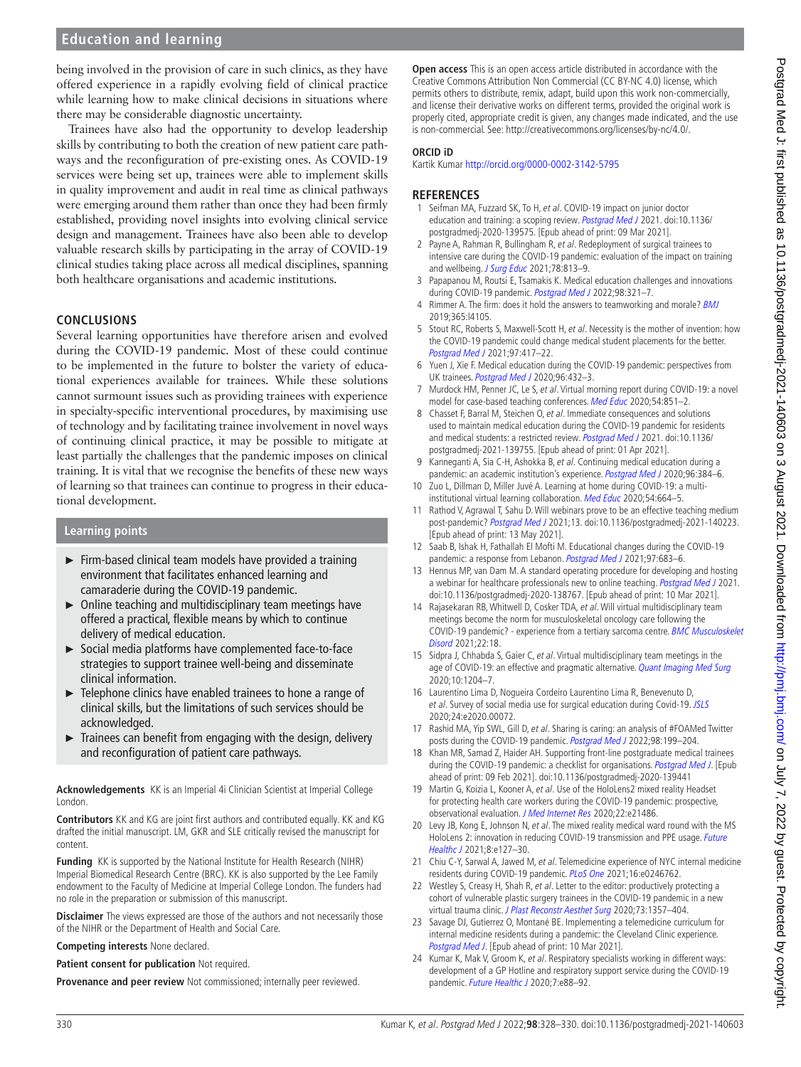being involved in the provision of care in such clinics, as they have offered experience in a rapidly evolving field of clinical practice while learning how to make clinical decisions in situations where there may be considerable diagnostic uncertainty.

Trainees have also had the opportunity to develop leadership skills by contributing to both the creation of new patient care pathways and the reconfiguration of pre-existing ones. As COVID-19 services were being set up, trainees were able to implement skills in quality improvement and audit in real time as clinical pathways were emerging around them rather than once they had been firmly established, providing novel insights into evolving clinical service design and management. Trainees have also been able to develop valuable research skills by participating in the array of COVID-19 clinical studies taking place across all medical disciplines, spanning both healthcare organisations and academic institutions.

## CONCLUSIONS

Several learning opportunities have therefore arisen and evolved during the COVID-19 pandemic. Most of these could continue to be implemented in the future to bolster the variety of educational experiences available for trainees. While these solutions cannot surmount issues such as providing trainees with experience in specialty-specific interventional procedures, by maximising use of technology and by facilitating trainee involvement in novel ways of continuing clinical practice, it may be possible to mitigate at least partially the challenges that the pandemic imposes on clinical training. It is vital that we recognise the benefits of these new ways of learning so that trainees can continue to progress in their educational development.

### Learning points

- Firm-based clinical team models have provided a training environment that facilitates enhanced learning and camaraderie during the COVID-19 pandemic.
- Online teaching and multidisciplinary team meetings have offered a practical, flexible means by which to continue delivery of medical education.
- Social media platforms have complemented face-to-face strategies to support trainee well-being and disseminate clinical information.
- Telephone clinics have enabled trainees to hone a range of clinical skills, but the limitations of such services should be acknowledged.
- Trainees can benefit from engaging with the design, delivery and reconfiguration of patient care pathways.

**Acknowledgements** KK is an Imperial 4i Clinician Scientist at Imperial College London.

**Contributors** KK and KG are joint first authors and contributed equally. KK and KG drafted the initial manuscript. LM, GKR and SLE critically revised the manuscript for content.

**Funding** KK is supported by the National Institute for Health Research (NIHR) Imperial Biomedical Research Centre (BRC). KK is also supported by the Lee Family endowment to the Faculty of Medicine at Imperial College London. The funders had no role in the preparation or submission of this manuscript.

**Disclaimer** The views expressed are those of the authors and not necessarily those of the NIHR or the Department of Health and Social Care.

**Competing interests** None declared.

**Patient consent for publication** Not required.

**Provenance and peer review** Not commissioned; internally peer reviewed.

**Open access** This is an open access article distributed in accordance with the Creative Commons Attribution Non Commercial (CC BY-NC 4.0) license, which permits others to distribute, remix, adapt, build upon this work non-commercially, and license their derivative works on different terms, provided the original work is properly cited, appropriate credit is given, any changes made indicated, and the use is non-commercial. See: http://creativecommons.org/licenses/by-nc/4.0/.

**ORCID iD**

Kartik Kumar http://orcid.org/0000-0002-3142-5795

## REFERENCES

1. Seifman MA, Fuzzard SK, To H, *et al*. COVID-19 impact on junior doctor education and training: a scoping review. *Postgrad Med J* 2021. doi:10.1136/postgradmedj-2020-139575. [Epub ahead of print: 09 Mar 2021].
2. Payne A, Rahman R, Bullingham R, *et al*. Redeployment of surgical trainees to intensive care during the COVID-19 pandemic: evaluation of the impact on training and wellbeing. *J Surg Educ* 2021;78:813–9.
3. Papapanou M, Routsi E, Tsamakis K. Medical education challenges and innovations during COVID-19 pandemic. *Postgrad Med J* 2022;98:321–7.
4. Rimmer A. The firm: does it hold the answers to teamworking and morale? *BMJ* 2019;365:l4105.
5. Stout RC, Roberts S, Maxwell-Scott H, *et al*. Necessity is the mother of invention: how the COVID-19 pandemic could change medical student placements for the better. *Postgrad Med J* 2021;97:417–22.
6. Yuen J, Xie F. Medical education during the COVID-19 pandemic: perspectives from UK trainees. *Postgrad Med J* 2020;96:432–3.
7. Murdock HM, Penner JC, Le S, *et al*. Virtual morning report during COVID-19: a novel model for case-based teaching conferences. *Med Educ* 2020;54:851–2.
8. Chasset F, Barral M, Steichen O, *et al*. Immediate consequences and solutions used to maintain medical education during the COVID-19 pandemic for residents and medical students: a restricted review. *Postgrad Med J* 2021. doi:10.1136/postgradmedj-2021-139755. [Epub ahead of print: 01 Apr 2021].
9. Kanneganti A, Sia C-H, Ashokka B, *et al*. Continuing medical education during a pandemic: an academic institution's experience. *Postgrad Med J* 2020;96:384–6.
10. Zuo L, Dillman D, Miller Juvé A. Learning at home during COVID-19: a multi-institutional virtual learning collaboration. *Med Educ* 2020;54:664–5.
11. Rathod V, Agrawal T, Sahu D. Will webinars prove to be an effective teaching medium post-pandemic? *Postgrad Med J* 2021;13. doi:10.1136/postgradmedj-2021-140223. [Epub ahead of print: 13 May 2021].
12. Saab B, Ishak H, Fathallah El Mofti M. Educational changes during the COVID-19 pandemic: a response from Lebanon. *Postgrad Med J* 2021;97:683–6.
13. Hennus MP, van Dam M. A standard operating procedure for developing and hosting a webinar for healthcare professionals new to online teaching. *Postgrad Med J* 2021. doi:10.1136/postgradmedj-2020-138767. [Epub ahead of print: 10 Mar 2021].
14. Rajasekaran RB, Whitwell D, Cosker TDA, *et al*. Will virtual multidisciplinary team meetings become the norm for musculoskeletal oncology care following the COVID-19 pandemic? - experience from a tertiary sarcoma centre. *BMC Musculoskelet Disord* 2021;22:18.
15. Sidpra J, Chhabda S, Gaier C, *et al*. Virtual multidisciplinary team meetings in the age of COVID-19: an effective and pragmatic alternative. *Quant Imaging Med Surg* 2020;10:1204–7.
16. Laurentino Lima D, Nogueira Cordeiro Laurentino Lima R, Benevenuto D, *et al*. Survey of social media use for surgical education during Covid-19. *JSLS* 2020;24:e2020.00072.
17. Rashid MA, Yip SWL, Gill D, *et al*. Sharing is caring: an analysis of #FOAMed Twitter posts during the COVID-19 pandemic. *Postgrad Med J* 2022;98:199–204.
18. Khan MR, Samad Z, Haider AH. Supporting front-line postgraduate medical trainees during the COVID-19 pandemic: a checklist for organisations. *Postgrad Med J*. [Epub ahead of print: 09 Feb 2021]. doi:10.1136/postgradmedj-2020-139441
19. Martin G, Koizia L, Kooner A, *et al*. Use of the HoloLens2 mixed reality Headset for protecting health care workers during the COVID-19 pandemic: prospective, observational evaluation. *J Med Internet Res* 2020;22:e21486.
20. Levy JB, Kong E, Johnson N, *et al*. The mixed reality medical ward round with the MS HoloLens 2: innovation in reducing COVID-19 transmission and PPE usage. *Future Healthc J* 2021;8:e127–30.
21. Chiu C-Y, Sarwal A, Jawed M, *et al*. Telemedicine experience of NYC internal medicine residents during COVID-19 pandemic. *PLoS One* 2021;16:e0246762.
22. Westley S, Creasy H, Shah R, *et al*. Letter to the editor: productively protecting a cohort of vulnerable plastic surgery trainees in the COVID-19 pandemic in a new virtual trauma clinic. *J Plast Reconstr Aesthet Surg* 2020;73:1357–404.
23. Savage DJ, Gutierrez O, Montané BE. Implementing a telemedicine curriculum for internal medicine residents during a pandemic: the Cleveland Clinic experience. *Postgrad Med J*. [Epub ahead of print: 10 Mar 2021].
24. Kumar K, Mak V, Groom K, *et al*. Respiratory specialists working in different ways: development of a GP Hotline and respiratory support service during the COVID-19 pandemic. *Future Healthc J* 2020;7:e88–92.